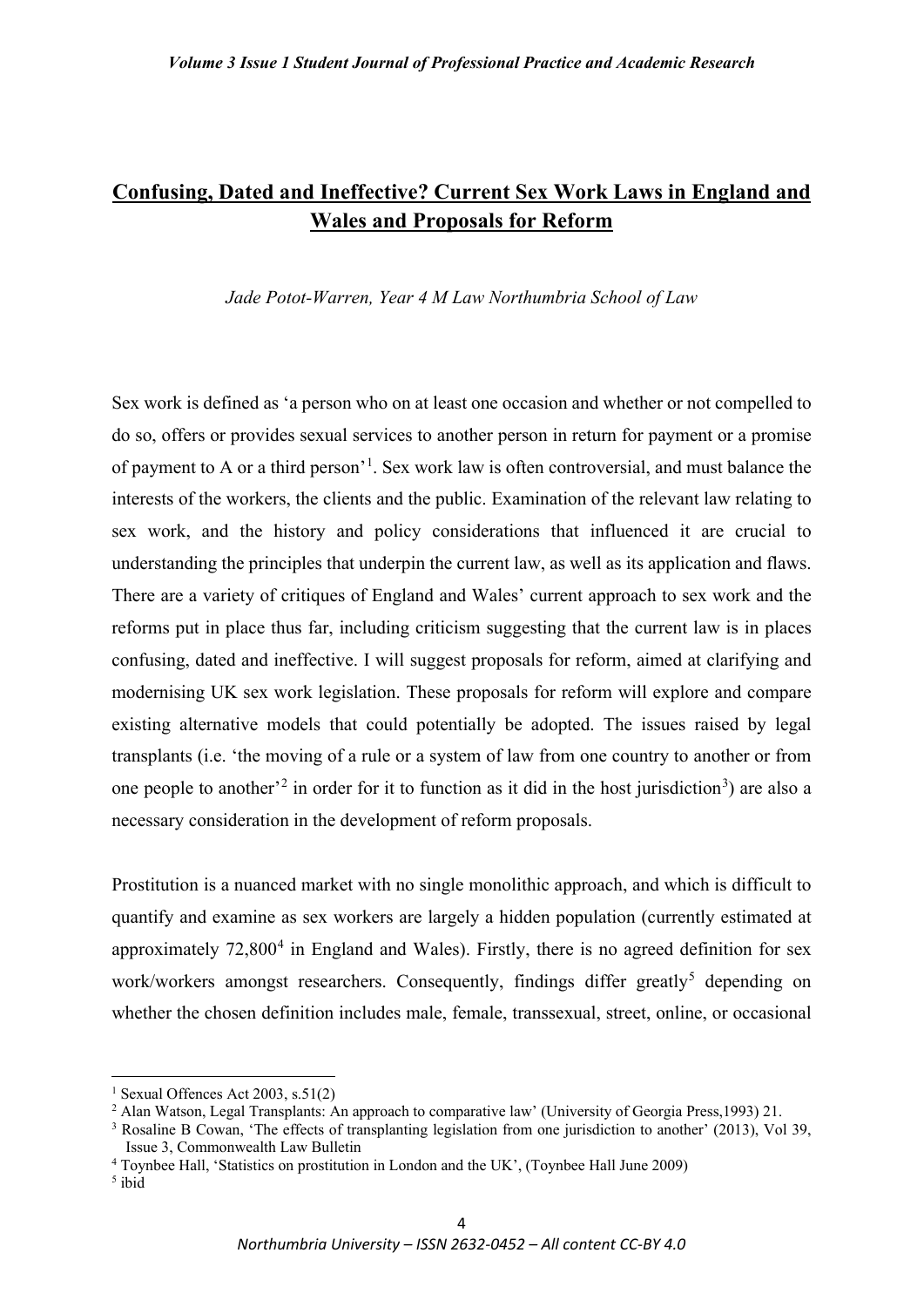# Confusing, Dated and Ineffective? Current Sex Work Laws in England and Wales and Proposals for Reform

*Jade Potot-Warren, Year 4 M Law Northumbria School of Law*

Sex work is defined as 'a person who on at least one occasion and whether or not compelled to do so, offers or provides sexual services to another person in return for payment or a promise of payment to A or a third person'[1]. Sex work law is often controversial, and must balance the interests of the workers, the clients and the public. Examination of the relevant law relating to sex work, and the history and policy considerations that influenced it are crucial to understanding the principles that underpin the current law, as well as its application and flaws. There are a variety of critiques of England and Wales' current approach to sex work and the reforms put in place thus far, including criticism suggesting that the current law is in places confusing, dated and ineffective. I will suggest proposals for reform, aimed at clarifying and modernising UK sex work legislation. These proposals for reform will explore and compare existing alternative models that could potentially be adopted. The issues raised by legal transplants (i.e. 'the moving of a rule or a system of law from one country to another or from one people to another'[2] in order for it to function as it did in the host jurisdiction[3]) are also a necessary consideration in the development of reform proposals.

Prostitution is a nuanced market with no single monolithic approach, and which is difficult to quantify and examine as sex workers are largely a hidden population (currently estimated at approximately 72,800[4] in England and Wales). Firstly, there is no agreed definition for sex work/workers amongst researchers. Consequently, findings differ greatly[5] depending on whether the chosen definition includes male, female, transsexual, street, online, or occasional

---

[1] Sexual Offences Act 2003, s.51(2)

[2] Alan Watson, Legal Transplants: An approach to comparative law' (University of Georgia Press,1993) 21.

[3] Rosaline B Cowan, 'The effects of transplanting legislation from one jurisdiction to another' (2013), Vol 39, Issue 3, Commonwealth Law Bulletin

[4] Toynbee Hall, 'Statistics on prostitution in London and the UK', (Toynbee Hall June 2009)

[5] ibid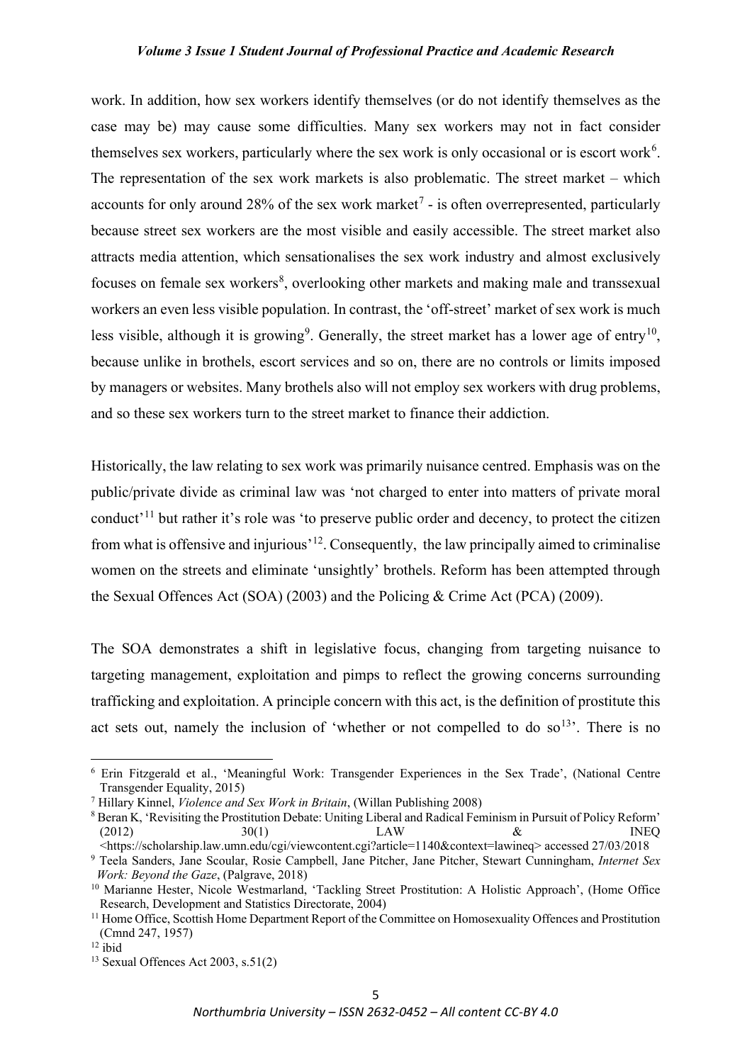work. In addition, how sex workers identify themselves (or do not identify themselves as the case may be) may cause some difficulties. Many sex workers may not in fact consider themselves sex workers, particularly where the sex work is only occasional or is escort work[6]. The representation of the sex work markets is also problematic. The street market – which accounts for only around 28% of the sex work market[7] - is often overrepresented, particularly because street sex workers are the most visible and easily accessible. The street market also attracts media attention, which sensationalises the sex work industry and almost exclusively focuses on female sex workers[8], overlooking other markets and making male and transsexual workers an even less visible population. In contrast, the 'off-street' market of sex work is much less visible, although it is growing[9]. Generally, the street market has a lower age of entry[10], because unlike in brothels, escort services and so on, there are no controls or limits imposed by managers or websites. Many brothels also will not employ sex workers with drug problems, and so these sex workers turn to the street market to finance their addiction.

Historically, the law relating to sex work was primarily nuisance centred. Emphasis was on the public/private divide as criminal law was 'not charged to enter into matters of private moral conduct'[11] but rather it's role was 'to preserve public order and decency, to protect the citizen from what is offensive and injurious'[12]. Consequently, the law principally aimed to criminalise women on the streets and eliminate 'unsightly' brothels. Reform has been attempted through the Sexual Offences Act (SOA) (2003) and the Policing & Crime Act (PCA) (2009).

The SOA demonstrates a shift in legislative focus, changing from targeting nuisance to targeting management, exploitation and pimps to reflect the growing concerns surrounding trafficking and exploitation. A principle concern with this act, is the definition of prostitute this act sets out, namely the inclusion of 'whether or not compelled to do so[13]'. There is no

[6] Erin Fitzgerald et al., 'Meaningful Work: Transgender Experiences in the Sex Trade', (National Centre Transgender Equality, 2015)

[7] Hillary Kinnel, *Violence and Sex Work in Britain*, (Willan Publishing 2008)

[8] Beran K, 'Revisiting the Prostitution Debate: Uniting Liberal and Radical Feminism in Pursuit of Policy Reform' (2012) 30(1) LAW & INEQ <https://scholarship.law.umn.edu/cgi/viewcontent.cgi?article=1140&context=lawineq> accessed 27/03/2018

[9] Teela Sanders, Jane Scoular, Rosie Campbell, Jane Pitcher, Jane Pitcher, Stewart Cunningham, *Internet Sex Work: Beyond the Gaze*, (Palgrave, 2018)

[10] Marianne Hester, Nicole Westmarland, 'Tackling Street Prostitution: A Holistic Approach', (Home Office Research, Development and Statistics Directorate, 2004)

[11] Home Office, Scottish Home Department Report of the Committee on Homosexuality Offences and Prostitution (Cmnd 247, 1957)

[12] ibid

[13] Sexual Offences Act 2003, s.51(2)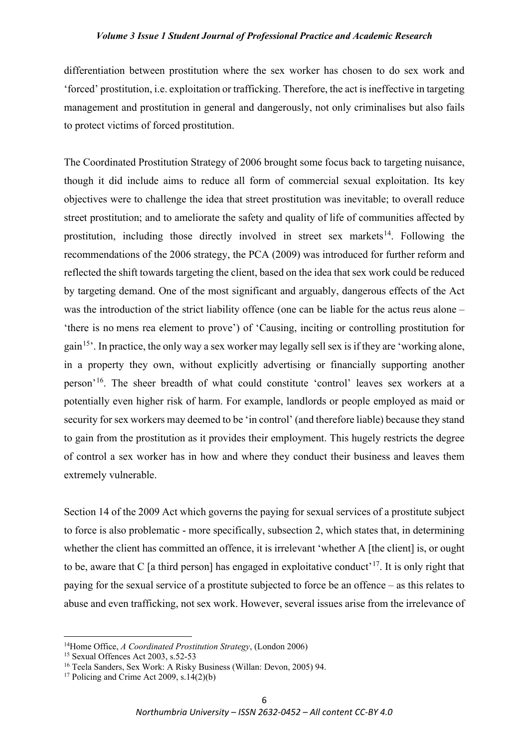differentiation between prostitution where the sex worker has chosen to do sex work and 'forced' prostitution, i.e. exploitation or trafficking. Therefore, the act is ineffective in targeting management and prostitution in general and dangerously, not only criminalises but also fails to protect victims of forced prostitution.

The Coordinated Prostitution Strategy of 2006 brought some focus back to targeting nuisance, though it did include aims to reduce all form of commercial sexual exploitation. Its key objectives were to challenge the idea that street prostitution was inevitable; to overall reduce street prostitution; and to ameliorate the safety and quality of life of communities affected by prostitution, including those directly involved in street sex markets[14]. Following the recommendations of the 2006 strategy, the PCA (2009) was introduced for further reform and reflected the shift towards targeting the client, based on the idea that sex work could be reduced by targeting demand. One of the most significant and arguably, dangerous effects of the Act was the introduction of the strict liability offence (one can be liable for the actus reus alone – 'there is no mens rea element to prove') of 'Causing, inciting or controlling prostitution for gain[15]'. In practice, the only way a sex worker may legally sell sex is if they are 'working alone, in a property they own, without explicitly advertising or financially supporting another person'[16]. The sheer breadth of what could constitute 'control' leaves sex workers at a potentially even higher risk of harm. For example, landlords or people employed as maid or security for sex workers may deemed to be 'in control' (and therefore liable) because they stand to gain from the prostitution as it provides their employment. This hugely restricts the degree of control a sex worker has in how and where they conduct their business and leaves them extremely vulnerable.

Section 14 of the 2009 Act which governs the paying for sexual services of a prostitute subject to force is also problematic - more specifically, subsection 2, which states that, in determining whether the client has committed an offence, it is irrelevant 'whether A [the client] is, or ought to be, aware that C [a third person] has engaged in exploitative conduct'[17]. It is only right that paying for the sexual service of a prostitute subjected to force be an offence – as this relates to abuse and even trafficking, not sex work. However, several issues arise from the irrelevance of

---

[14] Home Office, *A Coordinated Prostitution Strategy*, (London 2006)

[15] Sexual Offences Act 2003, s.52-53

[16] Teela Sanders, Sex Work: A Risky Business (Willan: Devon, 2005) 94.

[17] Policing and Crime Act 2009, s.14(2)(b)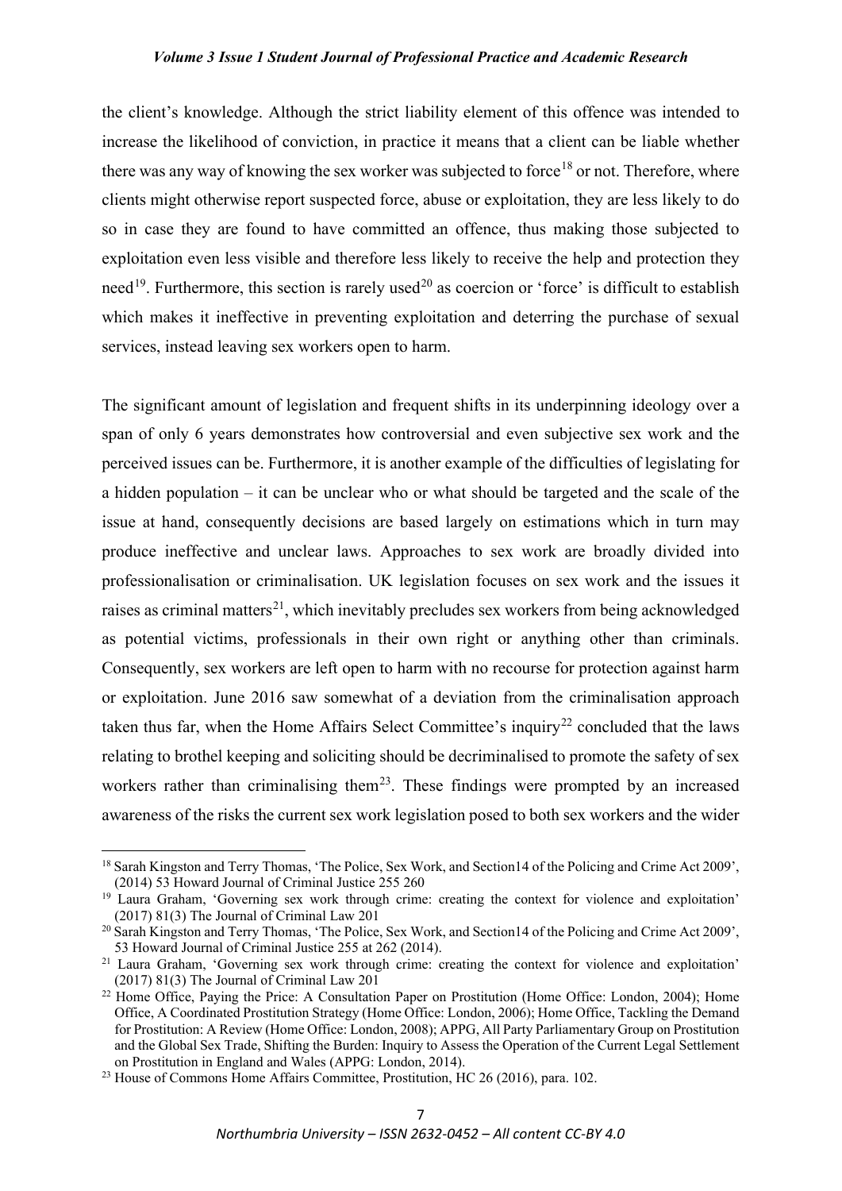the client's knowledge. Although the strict liability element of this offence was intended to increase the likelihood of conviction, in practice it means that a client can be liable whether there was any way of knowing the sex worker was subjected to force[18] or not. Therefore, where clients might otherwise report suspected force, abuse or exploitation, they are less likely to do so in case they are found to have committed an offence, thus making those subjected to exploitation even less visible and therefore less likely to receive the help and protection they need[19]. Furthermore, this section is rarely used[20] as coercion or 'force' is difficult to establish which makes it ineffective in preventing exploitation and deterring the purchase of sexual services, instead leaving sex workers open to harm.

The significant amount of legislation and frequent shifts in its underpinning ideology over a span of only 6 years demonstrates how controversial and even subjective sex work and the perceived issues can be. Furthermore, it is another example of the difficulties of legislating for a hidden population – it can be unclear who or what should be targeted and the scale of the issue at hand, consequently decisions are based largely on estimations which in turn may produce ineffective and unclear laws. Approaches to sex work are broadly divided into professionalisation or criminalisation. UK legislation focuses on sex work and the issues it raises as criminal matters[21], which inevitably precludes sex workers from being acknowledged as potential victims, professionals in their own right or anything other than criminals. Consequently, sex workers are left open to harm with no recourse for protection against harm or exploitation. June 2016 saw somewhat of a deviation from the criminalisation approach taken thus far, when the Home Affairs Select Committee's inquiry[22] concluded that the laws relating to brothel keeping and soliciting should be decriminalised to promote the safety of sex workers rather than criminalising them[23]. These findings were prompted by an increased awareness of the risks the current sex work legislation posed to both sex workers and the wider

---

[18] Sarah Kingston and Terry Thomas, 'The Police, Sex Work, and Section14 of the Policing and Crime Act 2009', (2014) 53 Howard Journal of Criminal Justice 255 260

[19] Laura Graham, 'Governing sex work through crime: creating the context for violence and exploitation' (2017) 81(3) The Journal of Criminal Law 201

[20] Sarah Kingston and Terry Thomas, 'The Police, Sex Work, and Section14 of the Policing and Crime Act 2009', 53 Howard Journal of Criminal Justice 255 at 262 (2014).

[21] Laura Graham, 'Governing sex work through crime: creating the context for violence and exploitation' (2017) 81(3) The Journal of Criminal Law 201

[22] Home Office, Paying the Price: A Consultation Paper on Prostitution (Home Office: London, 2004); Home Office, A Coordinated Prostitution Strategy (Home Office: London, 2006); Home Office, Tackling the Demand for Prostitution: A Review (Home Office: London, 2008); APPG, All Party Parliamentary Group on Prostitution and the Global Sex Trade, Shifting the Burden: Inquiry to Assess the Operation of the Current Legal Settlement on Prostitution in England and Wales (APPG: London, 2014).

[23] House of Commons Home Affairs Committee, Prostitution, HC 26 (2016), para. 102.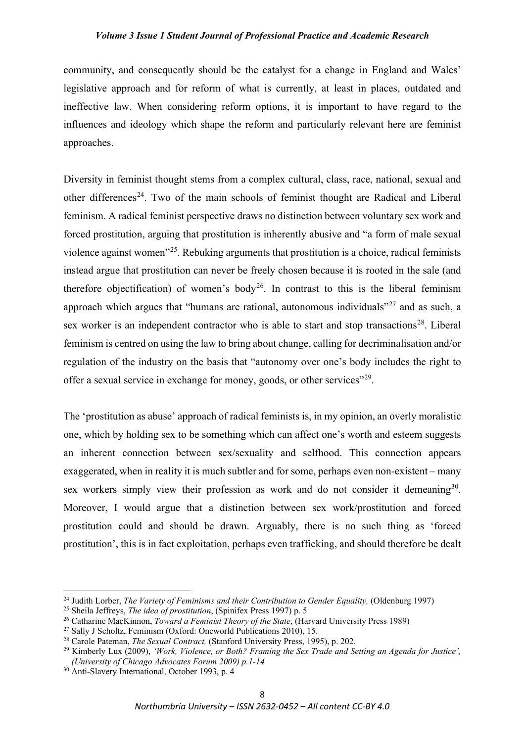community, and consequently should be the catalyst for a change in England and Wales' legislative approach and for reform of what is currently, at least in places, outdated and ineffective law. When considering reform options, it is important to have regard to the influences and ideology which shape the reform and particularly relevant here are feminist approaches.

Diversity in feminist thought stems from a complex cultural, class, race, national, sexual and other differences[24]. Two of the main schools of feminist thought are Radical and Liberal feminism. A radical feminist perspective draws no distinction between voluntary sex work and forced prostitution, arguing that prostitution is inherently abusive and "a form of male sexual violence against women"[25]. Rebuking arguments that prostitution is a choice, radical feminists instead argue that prostitution can never be freely chosen because it is rooted in the sale (and therefore objectification) of women's body[26]. In contrast to this is the liberal feminism approach which argues that "humans are rational, autonomous individuals"[27] and as such, a sex worker is an independent contractor who is able to start and stop transactions[28]. Liberal feminism is centred on using the law to bring about change, calling for decriminalisation and/or regulation of the industry on the basis that "autonomy over one's body includes the right to offer a sexual service in exchange for money, goods, or other services"[29].

The 'prostitution as abuse' approach of radical feminists is, in my opinion, an overly moralistic one, which by holding sex to be something which can affect one's worth and esteem suggests an inherent connection between sex/sexuality and selfhood. This connection appears exaggerated, when in reality it is much subtler and for some, perhaps even non-existent – many sex workers simply view their profession as work and do not consider it demeaning[30]. Moreover, I would argue that a distinction between sex work/prostitution and forced prostitution could and should be drawn. Arguably, there is no such thing as 'forced prostitution', this is in fact exploitation, perhaps even trafficking, and should therefore be dealt

---

[24] Judith Lorber, *The Variety of Feminisms and their Contribution to Gender Equality,* (Oldenburg 1997)

[25] Sheila Jeffreys, *The idea of prostitution*, (Spinifex Press 1997) p. 5

[26] Catharine MacKinnon, *Toward a Feminist Theory of the State*, (Harvard University Press 1989)

[27] Sally J Scholtz, Feminism (Oxford: Oneworld Publications 2010), 15.

[28] Carole Pateman, *The Sexual Contract,* (Stanford University Press, 1995), p. 202.

[29] Kimberly Lux (2009), *'Work, Violence, or Both? Framing the Sex Trade and Setting an Agenda for Justice', (University of Chicago Advocates Forum 2009) p.1-14*

[30] Anti-Slavery International, October 1993, p. 4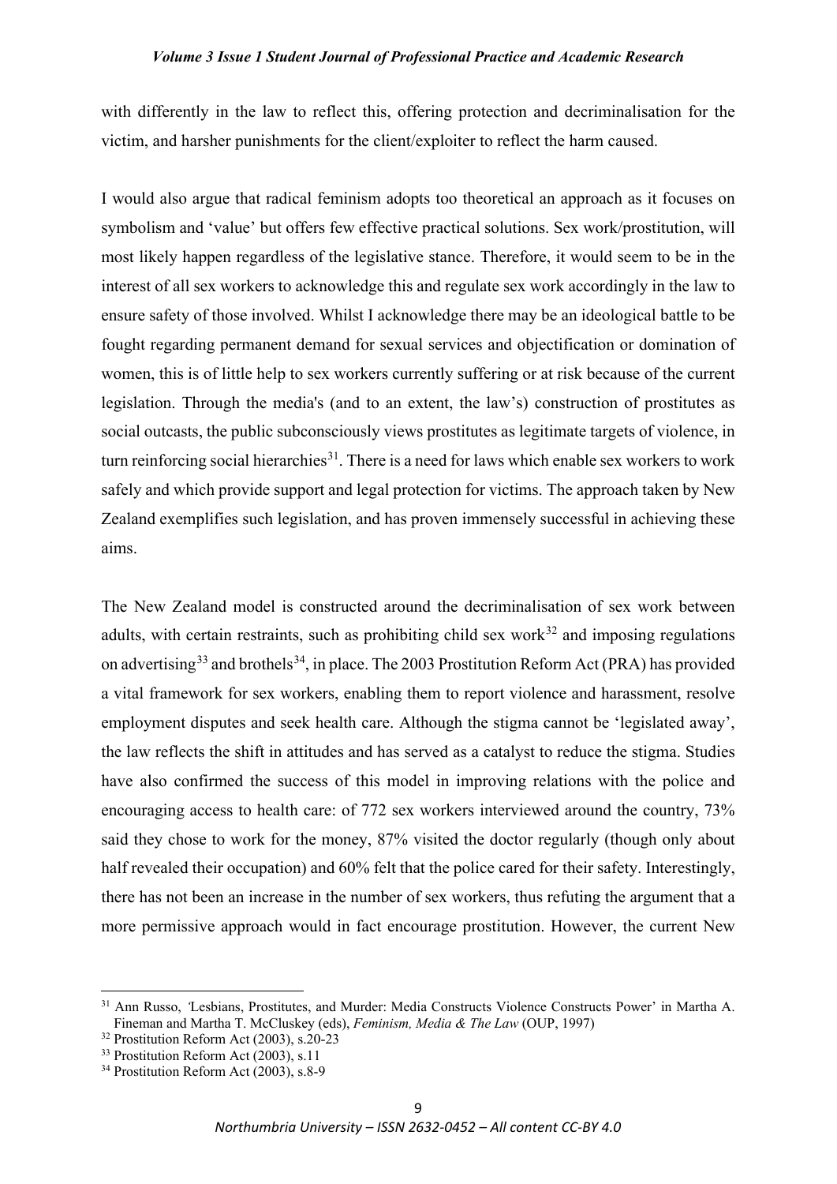with differently in the law to reflect this, offering protection and decriminalisation for the victim, and harsher punishments for the client/exploiter to reflect the harm caused.

I would also argue that radical feminism adopts too theoretical an approach as it focuses on symbolism and 'value' but offers few effective practical solutions. Sex work/prostitution, will most likely happen regardless of the legislative stance. Therefore, it would seem to be in the interest of all sex workers to acknowledge this and regulate sex work accordingly in the law to ensure safety of those involved. Whilst I acknowledge there may be an ideological battle to be fought regarding permanent demand for sexual services and objectification or domination of women, this is of little help to sex workers currently suffering or at risk because of the current legislation. Through the media's (and to an extent, the law's) construction of prostitutes as social outcasts, the public subconsciously views prostitutes as legitimate targets of violence, in turn reinforcing social hierarchies[31]. There is a need for laws which enable sex workers to work safely and which provide support and legal protection for victims. The approach taken by New Zealand exemplifies such legislation, and has proven immensely successful in achieving these aims.

The New Zealand model is constructed around the decriminalisation of sex work between adults, with certain restraints, such as prohibiting child sex work[32] and imposing regulations on advertising[33] and brothels[34], in place. The 2003 Prostitution Reform Act (PRA) has provided a vital framework for sex workers, enabling them to report violence and harassment, resolve employment disputes and seek health care. Although the stigma cannot be 'legislated away', the law reflects the shift in attitudes and has served as a catalyst to reduce the stigma. Studies have also confirmed the success of this model in improving relations with the police and encouraging access to health care: of 772 sex workers interviewed around the country, 73% said they chose to work for the money, 87% visited the doctor regularly (though only about half revealed their occupation) and 60% felt that the police cared for their safety. Interestingly, there has not been an increase in the number of sex workers, thus refuting the argument that a more permissive approach would in fact encourage prostitution. However, the current New

---

[31] Ann Russo, 'Lesbians, Prostitutes, and Murder: Media Constructs Violence Constructs Power' in Martha A. Fineman and Martha T. McCluskey (eds), *Feminism, Media & The Law* (OUP, 1997)

[32] Prostitution Reform Act (2003), s.20-23

[33] Prostitution Reform Act (2003), s.11

[34] Prostitution Reform Act (2003), s.8-9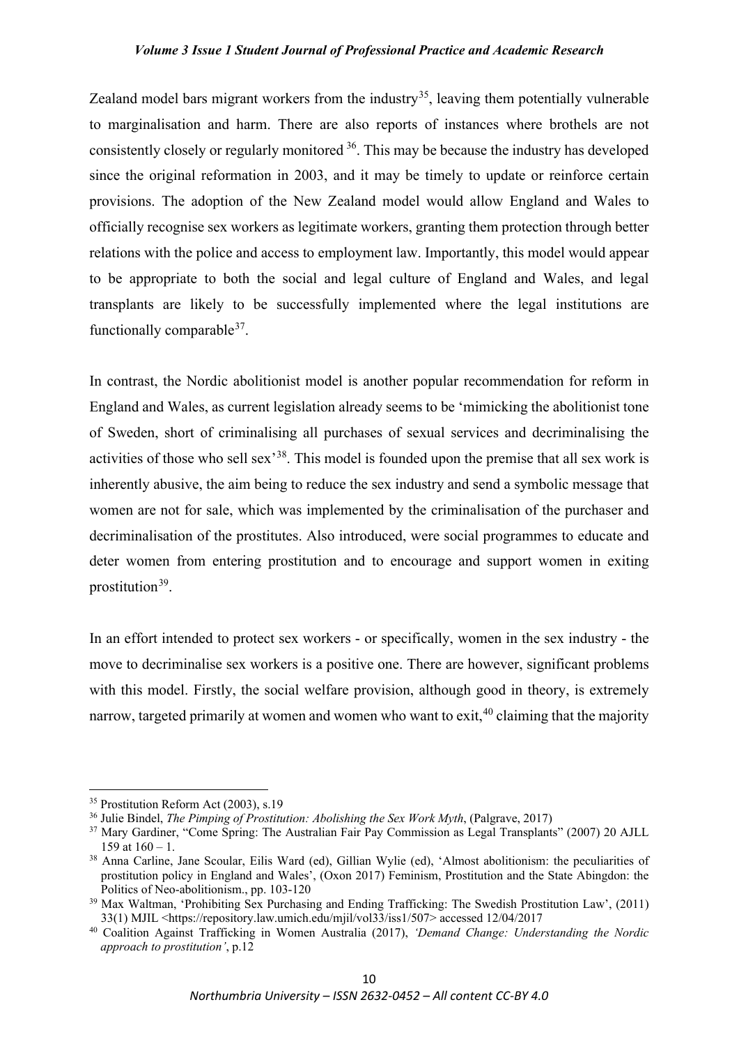Zealand model bars migrant workers from the industry[35], leaving them potentially vulnerable to marginalisation and harm. There are also reports of instances where brothels are not consistently closely or regularly monitored [36]. This may be because the industry has developed since the original reformation in 2003, and it may be timely to update or reinforce certain provisions. The adoption of the New Zealand model would allow England and Wales to officially recognise sex workers as legitimate workers, granting them protection through better relations with the police and access to employment law. Importantly, this model would appear to be appropriate to both the social and legal culture of England and Wales, and legal transplants are likely to be successfully implemented where the legal institutions are functionally comparable[37].

In contrast, the Nordic abolitionist model is another popular recommendation for reform in England and Wales, as current legislation already seems to be 'mimicking the abolitionist tone of Sweden, short of criminalising all purchases of sexual services and decriminalising the activities of those who sell sex'[38]. This model is founded upon the premise that all sex work is inherently abusive, the aim being to reduce the sex industry and send a symbolic message that women are not for sale, which was implemented by the criminalisation of the purchaser and decriminalisation of the prostitutes. Also introduced, were social programmes to educate and deter women from entering prostitution and to encourage and support women in exiting prostitution[39].

In an effort intended to protect sex workers - or specifically, women in the sex industry - the move to decriminalise sex workers is a positive one. There are however, significant problems with this model. Firstly, the social welfare provision, although good in theory, is extremely narrow, targeted primarily at women and women who want to exit,[40] claiming that the majority

---

[35] Prostitution Reform Act (2003), s.19

[36] Julie Bindel, *The Pimping of Prostitution: Abolishing the Sex Work Myth*, (Palgrave, 2017)

[37] Mary Gardiner, "Come Spring: The Australian Fair Pay Commission as Legal Transplants" (2007) 20 AJLL 159 at 160 – 1.

[38] Anna Carline, Jane Scoular, Eilis Ward (ed), Gillian Wylie (ed), 'Almost abolitionism: the peculiarities of prostitution policy in England and Wales', (Oxon 2017) Feminism, Prostitution and the State Abingdon: the Politics of Neo-abolitionism., pp. 103-120

[39] Max Waltman, 'Prohibiting Sex Purchasing and Ending Trafficking: The Swedish Prostitution Law', (2011) 33(1) MJIL <https://repository.law.umich.edu/mjil/vol33/iss1/507> accessed 12/04/2017

[40] Coalition Against Trafficking in Women Australia (2017), *'Demand Change: Understanding the Nordic approach to prostitution'*, p.12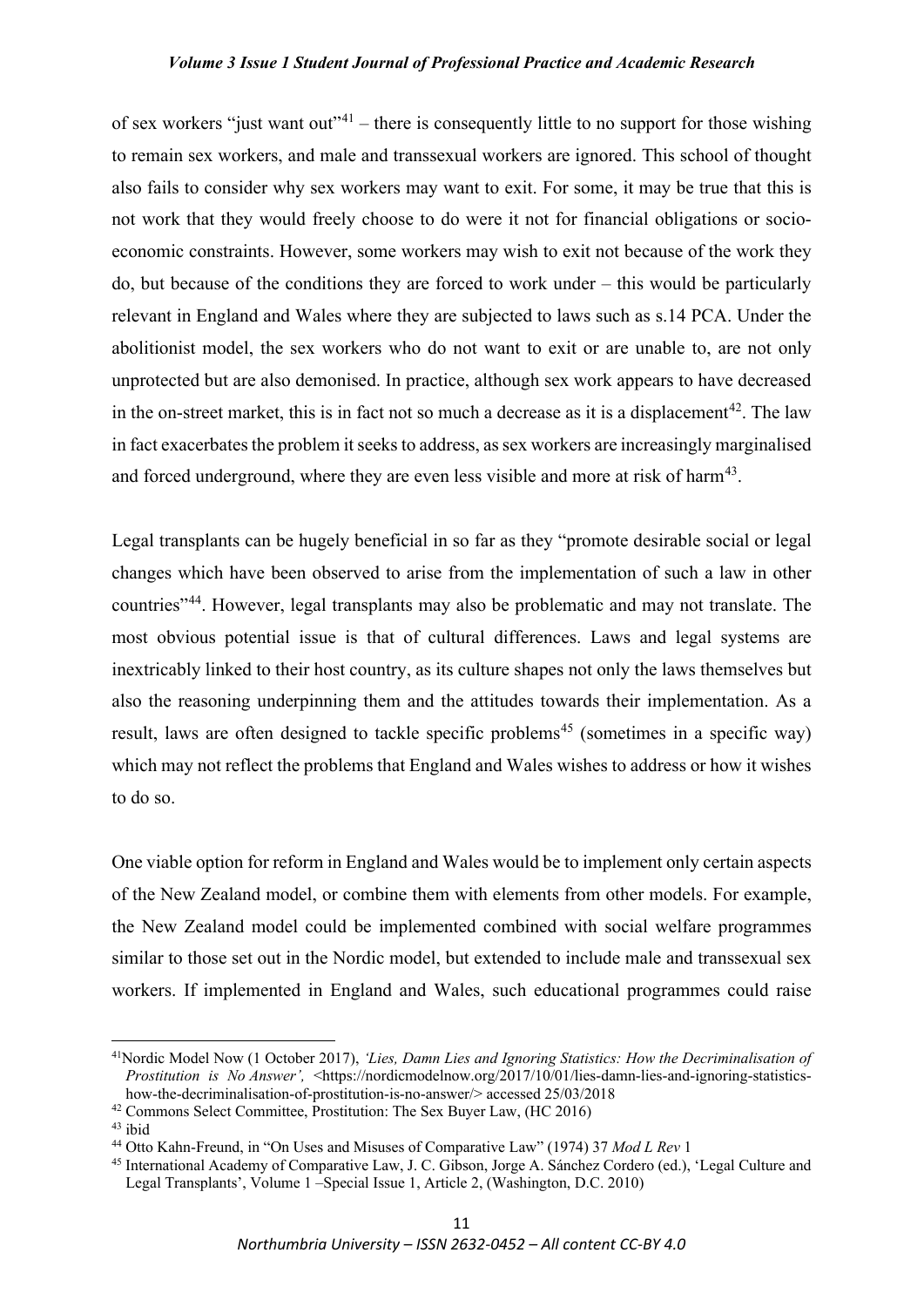of sex workers "just want out"[41] – there is consequently little to no support for those wishing to remain sex workers, and male and transsexual workers are ignored. This school of thought also fails to consider why sex workers may want to exit. For some, it may be true that this is not work that they would freely choose to do were it not for financial obligations or socio-economic constraints. However, some workers may wish to exit not because of the work they do, but because of the conditions they are forced to work under – this would be particularly relevant in England and Wales where they are subjected to laws such as s.14 PCA. Under the abolitionist model, the sex workers who do not want to exit or are unable to, are not only unprotected but are also demonised. In practice, although sex work appears to have decreased in the on-street market, this is in fact not so much a decrease as it is a displacement[42]. The law in fact exacerbates the problem it seeks to address, as sex workers are increasingly marginalised and forced underground, where they are even less visible and more at risk of harm[43].

Legal transplants can be hugely beneficial in so far as they "promote desirable social or legal changes which have been observed to arise from the implementation of such a law in other countries"[44]. However, legal transplants may also be problematic and may not translate. The most obvious potential issue is that of cultural differences. Laws and legal systems are inextricably linked to their host country, as its culture shapes not only the laws themselves but also the reasoning underpinning them and the attitudes towards their implementation. As a result, laws are often designed to tackle specific problems[45] (sometimes in a specific way) which may not reflect the problems that England and Wales wishes to address or how it wishes to do so.

One viable option for reform in England and Wales would be to implement only certain aspects of the New Zealand model, or combine them with elements from other models. For example, the New Zealand model could be implemented combined with social welfare programmes similar to those set out in the Nordic model, but extended to include male and transsexual sex workers. If implemented in England and Wales, such educational programmes could raise

---

[41] Nordic Model Now (1 October 2017), *'Lies, Damn Lies and Ignoring Statistics: How the Decriminalisation of Prostitution is No Answer',* <https://nordicmodelnow.org/2017/10/01/lies-damn-lies-and-ignoring-statistics-how-the-decriminalisation-of-prostitution-is-no-answer/> accessed 25/03/2018

[42] Commons Select Committee, Prostitution: The Sex Buyer Law, (HC 2016)

[43] ibid

[44] Otto Kahn-Freund, in "On Uses and Misuses of Comparative Law" (1974) 37 *Mod L Rev* 1

[45] International Academy of Comparative Law, J. C. Gibson, Jorge A. Sánchez Cordero (ed.), 'Legal Culture and Legal Transplants', Volume 1 –Special Issue 1, Article 2, (Washington, D.C. 2010)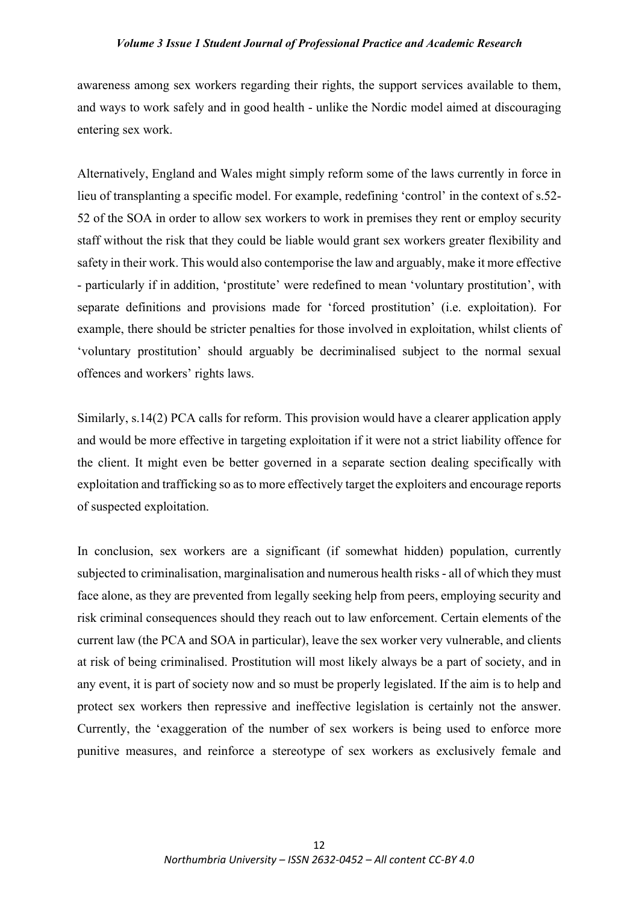awareness among sex workers regarding their rights, the support services available to them, and ways to work safely and in good health - unlike the Nordic model aimed at discouraging entering sex work.

Alternatively, England and Wales might simply reform some of the laws currently in force in lieu of transplanting a specific model. For example, redefining 'control' in the context of s.52-52 of the SOA in order to allow sex workers to work in premises they rent or employ security staff without the risk that they could be liable would grant sex workers greater flexibility and safety in their work. This would also contemporise the law and arguably, make it more effective - particularly if in addition, 'prostitute' were redefined to mean 'voluntary prostitution', with separate definitions and provisions made for 'forced prostitution' (i.e. exploitation). For example, there should be stricter penalties for those involved in exploitation, whilst clients of 'voluntary prostitution' should arguably be decriminalised subject to the normal sexual offences and workers' rights laws.

Similarly, s.14(2) PCA calls for reform. This provision would have a clearer application apply and would be more effective in targeting exploitation if it were not a strict liability offence for the client. It might even be better governed in a separate section dealing specifically with exploitation and trafficking so as to more effectively target the exploiters and encourage reports of suspected exploitation.

In conclusion, sex workers are a significant (if somewhat hidden) population, currently subjected to criminalisation, marginalisation and numerous health risks - all of which they must face alone, as they are prevented from legally seeking help from peers, employing security and risk criminal consequences should they reach out to law enforcement. Certain elements of the current law (the PCA and SOA in particular), leave the sex worker very vulnerable, and clients at risk of being criminalised. Prostitution will most likely always be a part of society, and in any event, it is part of society now and so must be properly legislated. If the aim is to help and protect sex workers then repressive and ineffective legislation is certainly not the answer. Currently, the 'exaggeration of the number of sex workers is being used to enforce more punitive measures, and reinforce a stereotype of sex workers as exclusively female and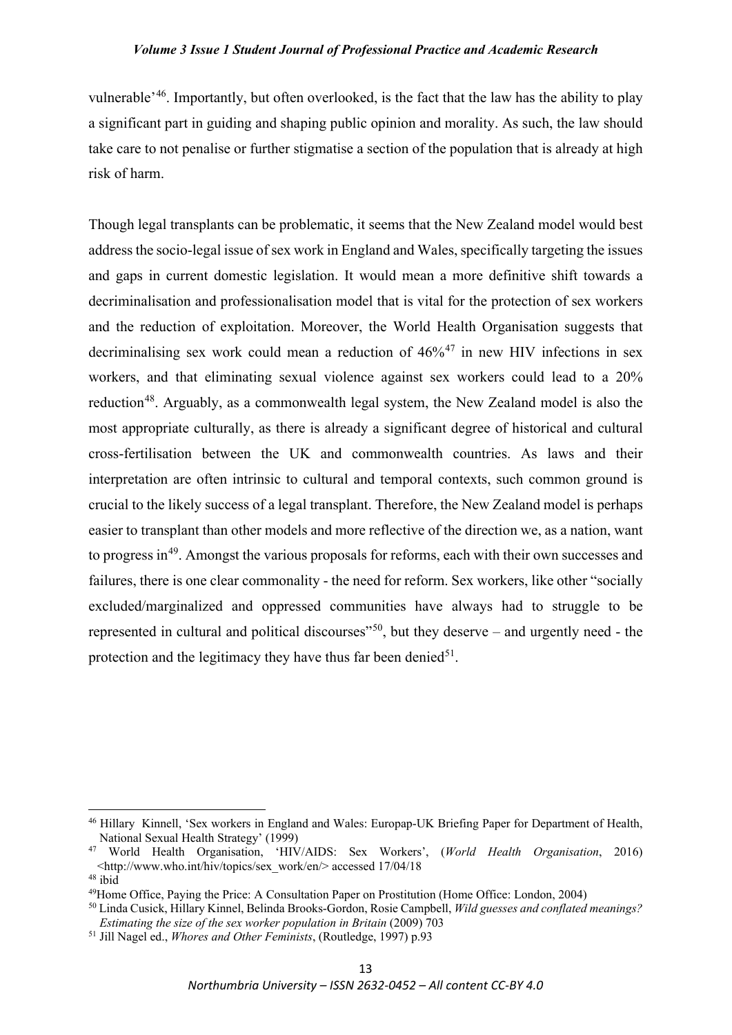vulnerable'[46]. Importantly, but often overlooked, is the fact that the law has the ability to play a significant part in guiding and shaping public opinion and morality. As such, the law should take care to not penalise or further stigmatise a section of the population that is already at high risk of harm.

Though legal transplants can be problematic, it seems that the New Zealand model would best address the socio-legal issue of sex work in England and Wales, specifically targeting the issues and gaps in current domestic legislation. It would mean a more definitive shift towards a decriminalisation and professionalisation model that is vital for the protection of sex workers and the reduction of exploitation. Moreover, the World Health Organisation suggests that decriminalising sex work could mean a reduction of 46%[47] in new HIV infections in sex workers, and that eliminating sexual violence against sex workers could lead to a 20% reduction[48]. Arguably, as a commonwealth legal system, the New Zealand model is also the most appropriate culturally, as there is already a significant degree of historical and cultural cross-fertilisation between the UK and commonwealth countries. As laws and their interpretation are often intrinsic to cultural and temporal contexts, such common ground is crucial to the likely success of a legal transplant. Therefore, the New Zealand model is perhaps easier to transplant than other models and more reflective of the direction we, as a nation, want to progress in[49]. Amongst the various proposals for reforms, each with their own successes and failures, there is one clear commonality - the need for reform. Sex workers, like other "socially excluded/marginalized and oppressed communities have always had to struggle to be represented in cultural and political discourses"[50], but they deserve – and urgently need - the protection and the legitimacy they have thus far been denied[51].

---

[46] Hillary Kinnell, 'Sex workers in England and Wales: Europap-UK Briefing Paper for Department of Health, National Sexual Health Strategy' (1999)

[47] World Health Organisation, 'HIV/AIDS: Sex Workers', (*World Health Organisation*, 2016) <http://www.who.int/hiv/topics/sex_work/en/> accessed 17/04/18

[48] ibid

[49] Home Office, Paying the Price: A Consultation Paper on Prostitution (Home Office: London, 2004)

[50] Linda Cusick, Hillary Kinnel, Belinda Brooks-Gordon, Rosie Campbell, *Wild guesses and conflated meanings? Estimating the size of the sex worker population in Britain* (2009) 703

[51] Jill Nagel ed., *Whores and Other Feminists*, (Routledge, 1997) p.93